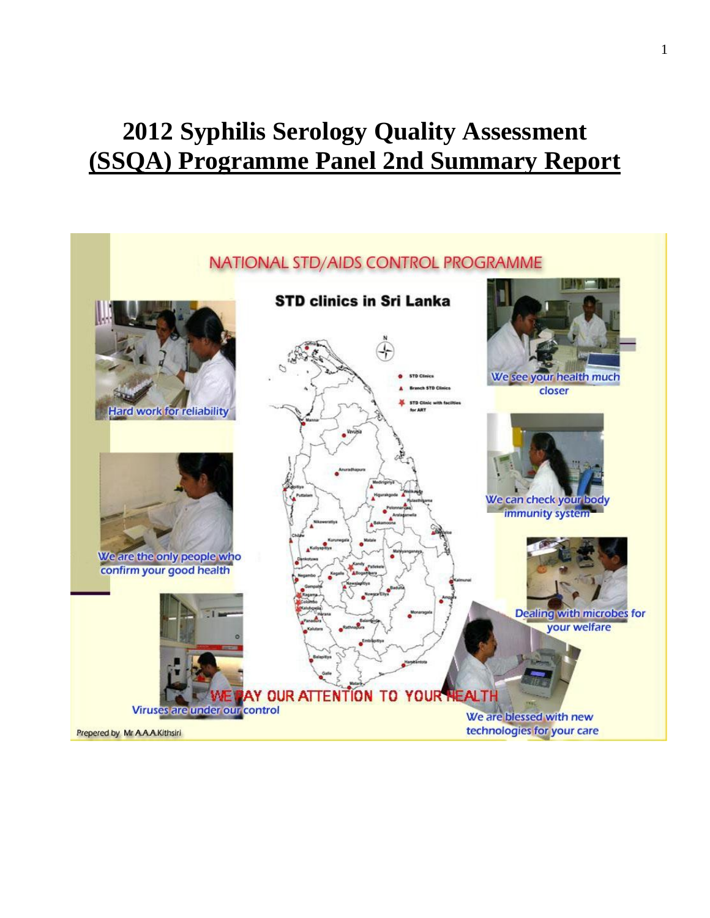# 2012 Syphilis Serology Quality Assessment (SSQA) Programme Panel 2nd Summary Report

NATIONAL STD/AIDS CONTROL PROGRAMME

STD clinics in Sri Lanka

Hard work for reliability

We see your health much closer

We can check your body immunity system

We are the only people who confirm your good health

Dealing with microbes for your welfare

Viruses are under our control

WE PAY OUR ATTENTION TO YOUR HEALTH

We are blessed with new technologies for your care

Prepered by Mr A.A.A.Kithsiri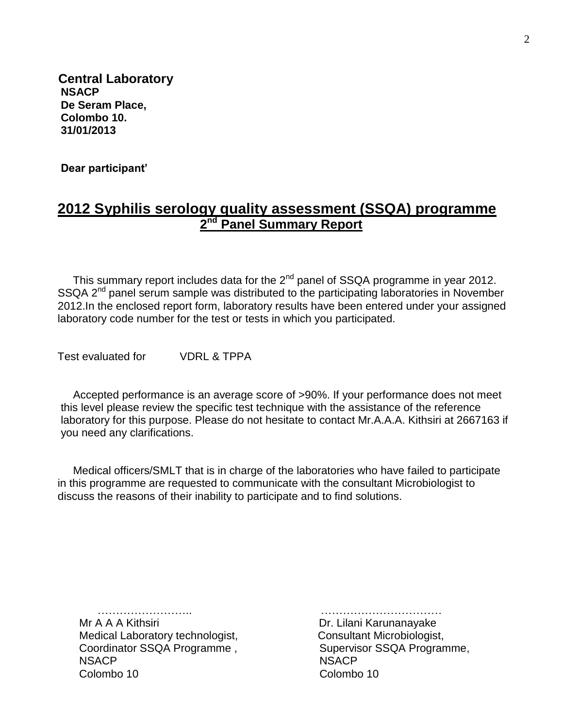**Central Laboratory**
**NSACP**
**De Seram Place,**
**Colombo 10.**
**31/01/2013**

**Dear participant'**

## 2012 Syphilis serology quality assessment (SSQA) programme

### 2nd Panel Summary Report

This summary report includes data for the 2nd panel of SSQA programme in year 2012. SSQA 2nd panel serum sample was distributed to the participating laboratories in November 2012.In the enclosed report form, laboratory results have been entered under your assigned laboratory code number for the test or tests in which you participated.

Test evaluated for VDRL & TPPA

Accepted performance is an average score of >90%. If your performance does not meet this level please review the specific test technique with the assistance of the reference laboratory for this purpose. Please do not hesitate to contact Mr.A.A.A. Kithsiri at 2667163 if you need any clarifications.

Medical officers/SMLT that is in charge of the laboratories who have failed to participate in this programme are requested to communicate with the consultant Microbiologist to discuss the reasons of their inability to participate and to find solutions.

……………………..
Mr A A A Kithsiri
Medical Laboratory technologist,
Coordinator SSQA Programme ,
NSACP
Colombo 10

……………………………
Dr. Lilani Karunanayake
Consultant Microbiologist,
Supervisor SSQA Programme,
NSACP
Colombo 10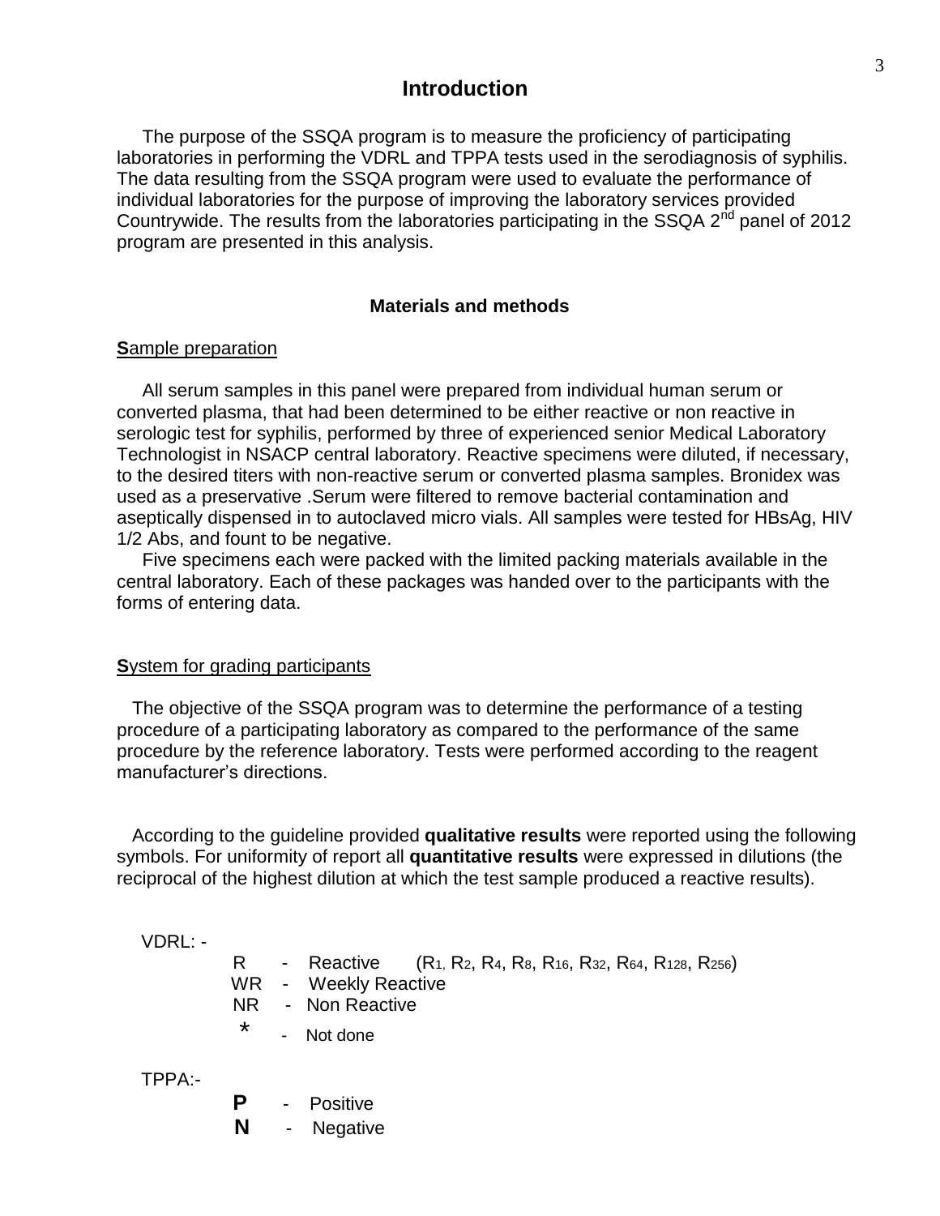# Introduction

The purpose of the SSQA program is to measure the proficiency of participating laboratories in performing the VDRL and TPPA tests used in the serodiagnosis of syphilis. The data resulting from the SSQA program were used to evaluate the performance of individual laboratories for the purpose of improving the laboratory services provided Countrywide. The results from the laboratories participating in the SSQA 2nd panel of 2012 program are presented in this analysis.

## Materials and methods

### Sample preparation

All serum samples in this panel were prepared from individual human serum or converted plasma, that had been determined to be either reactive or non reactive in serologic test for syphilis, performed by three of experienced senior Medical Laboratory Technologist in NSACP central laboratory. Reactive specimens were diluted, if necessary, to the desired titers with non-reactive serum or converted plasma samples. Bronidex was used as a preservative .Serum were filtered to remove bacterial contamination and aseptically dispensed in to autoclaved micro vials. All samples were tested for HBsAg, HIV 1/2 Abs, and fount to be negative.

Five specimens each were packed with the limited packing materials available in the central laboratory. Each of these packages was handed over to the participants with the forms of entering data.

### System for grading participants

The objective of the SSQA program was to determine the performance of a testing procedure of a participating laboratory as compared to the performance of the same procedure by the reference laboratory. Tests were performed according to the reagent manufacturer's directions.

According to the guideline provided **qualitative results** were reported using the following symbols. For uniformity of report all **quantitative results** were expressed in dilutions (the reciprocal of the highest dilution at which the test sample produced a reactive results).

VDRL: -

- R - Reactive ($R_1$, $R_2$, $R_4$, $R_8$, $R_{16}$, $R_{32}$, $R_{64}$, $R_{128}$, $R_{256}$)
- WR - Weekly Reactive
- NR - Non Reactive
- * - Not done

TPPA:-

- **P** - Positive
- **N** - Negative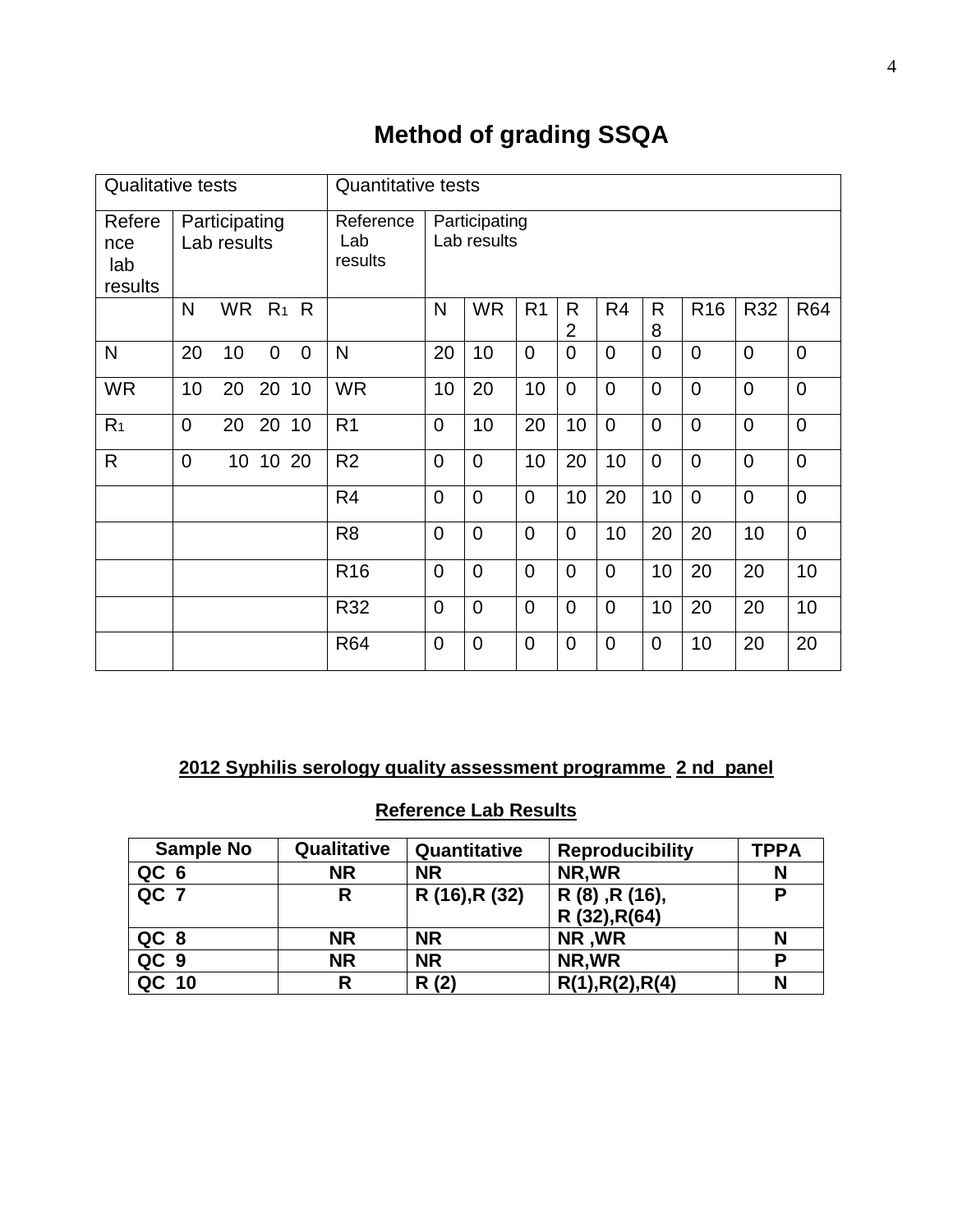# Method of grading SSQA

| Qualitative tests | | | | | Quantitative tests | | | | | | | | | | |
|---|---|---|---|---|---|---|---|---|---|---|---|---|---|---|---|
| Reference lab results | Participating Lab results | | | | Reference Lab results | Participating Lab results | | | | | | | | | |
| | N | WR | $R_1$ | R | | N | WR | R1 | R2 | R4 | R8 | R16 | R32 | R64 |
| N | 20 | 10 | 0 | 0 | N | 20 | 10 | 0 | 0 | 0 | 0 | 0 | 0 | 0 |
| WR | 10 | 20 | 20 | 10 | WR | 10 | 20 | 10 | 0 | 0 | 0 | 0 | 0 | 0 |
| $R_1$ | 0 | 20 | 20 | 10 | R1 | 0 | 10 | 20 | 10 | 0 | 0 | 0 | 0 | 0 |
| R | 0 | 10 | 10 | 20 | R2 | 0 | 0 | 10 | 20 | 10 | 0 | 0 | 0 | 0 |
| | | | | | R4 | 0 | 0 | 0 | 10 | 20 | 10 | 0 | 0 | 0 |
| | | | | | R8 | 0 | 0 | 0 | 0 | 10 | 20 | 20 | 10 | 0 |
| | | | | | R16 | 0 | 0 | 0 | 0 | 0 | 10 | 20 | 20 | 10 |
| | | | | | R32 | 0 | 0 | 0 | 0 | 0 | 10 | 20 | 20 | 10 |
| | | | | | R64 | 0 | 0 | 0 | 0 | 0 | 0 | 10 | 20 | 20 |

**2012 Syphilis serology quality assessment programme 2 nd panel**

**Reference Lab Results**

| Sample No | Qualitative | Quantitative | Reproducibility | TPPA |
|---|---|---|---|---|
| **QC 6** | **NR** | **NR** | **NR,WR** | **N** |
| **QC 7** | **R** | **R (16),R (32)** | **R (8) ,R (16), R (32),R(64)** | **P** |
| **QC 8** | **NR** | **NR** | **NR ,WR** | **N** |
| **QC 9** | **NR** | **NR** | **NR,WR** | **P** |
| **QC 10** | **R** | **R (2)** | **R(1),R(2),R(4)** | **N** |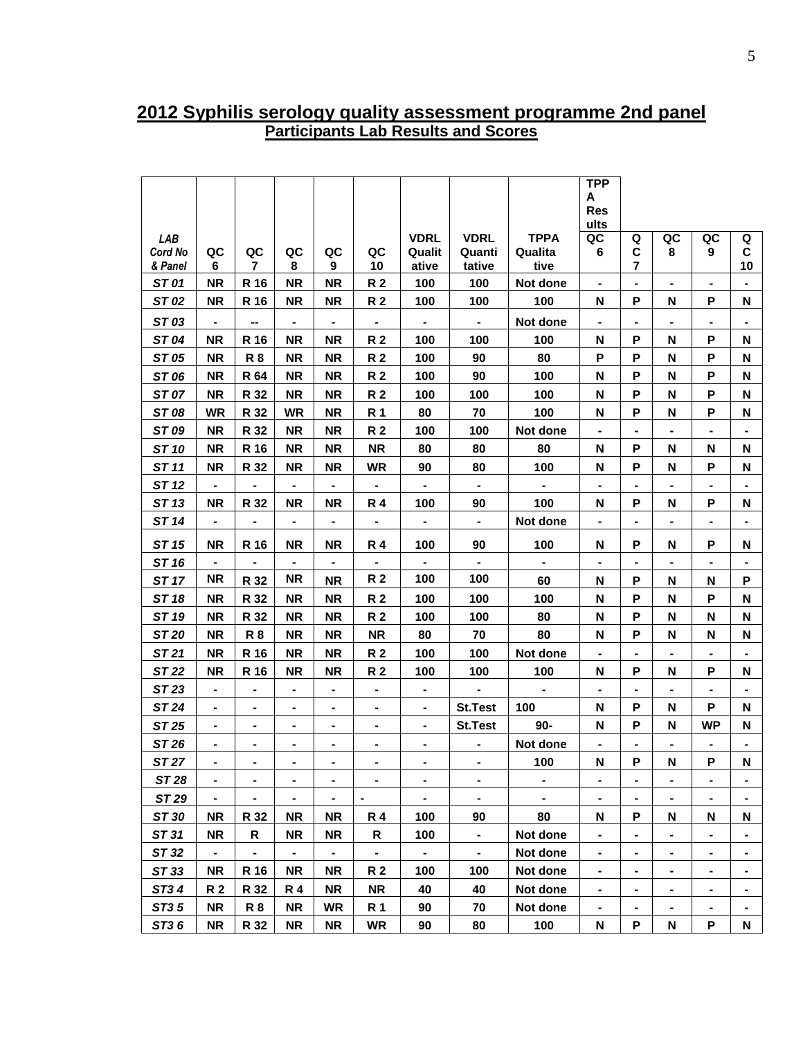## 2012 Syphilis serology quality assessment programme 2nd panel

### Participants Lab Results and Scores

| LAB Cord No & Panel | QC 6 | QC 7 | QC 8 | QC 9 | QC 10 | VDRL Qualitative | VDRL Quantitative | TPPA Qualitative | TPPA Results QC 6 | QC 7 | QC 8 | QC 9 | QC 10 |
|---|---|---|---|---|---|---|---|---|---|---|---|---|---|
| ST 01 | NR | R 16 | NR | NR | R 2 | 100 | 100 | Not done | - | - | - | - | - |
| ST 02 | NR | R 16 | NR | NR | R 2 | 100 | 100 | 100 | N | P | N | P | N |
| ST 03 | - | -- | - | - | - | - | - | Not done | - | - | - | - | - |
| ST 04 | NR | R 16 | NR | NR | R 2 | 100 | 100 | 100 | N | P | N | P | N |
| ST 05 | NR | R 8 | NR | NR | R 2 | 100 | 90 | 80 | P | P | N | P | N |
| ST 06 | NR | R 64 | NR | NR | R 2 | 100 | 90 | 100 | N | P | N | P | N |
| ST 07 | NR | R 32 | NR | NR | R 2 | 100 | 100 | 100 | N | P | N | P | N |
| ST 08 | WR | R 32 | WR | NR | R 1 | 80 | 70 | 100 | N | P | N | P | N |
| ST 09 | NR | R 32 | NR | NR | R 2 | 100 | 100 | Not done | - | - | - | - | - |
| ST 10 | NR | R 16 | NR | NR | NR | 80 | 80 | 80 | N | P | N | N | N |
| ST 11 | NR | R 32 | NR | NR | WR | 90 | 80 | 100 | N | P | N | P | N |
| ST 12 | - | - | - | - | - | - | - | - | - | - | - | - | - |
| ST 13 | NR | R 32 | NR | NR | R 4 | 100 | 90 | 100 | N | P | N | P | N |
| ST 14 | - | - | - | - | - | - | - | Not done | - | - | - | - | - |
| ST 15 | NR | R 16 | NR | NR | R 4 | 100 | 90 | 100 | N | P | N | P | N |
| ST 16 | - | - | - | - | - | - | - | - | - | - | - | - | - |
| ST 17 | NR | R 32 | NR | NR | R 2 | 100 | 100 | 60 | N | P | N | N | P |
| ST 18 | NR | R 32 | NR | NR | R 2 | 100 | 100 | 100 | N | P | N | P | N |
| ST 19 | NR | R 32 | NR | NR | R 2 | 100 | 100 | 80 | N | P | N | N | N |
| ST 20 | NR | R 8 | NR | NR | NR | 80 | 70 | 80 | N | P | N | N | N |
| ST 21 | NR | R 16 | NR | NR | R 2 | 100 | 100 | Not done | - | - | - | - | - |
| ST 22 | NR | R 16 | NR | NR | R 2 | 100 | 100 | 100 | N | P | N | P | N |
| ST 23 | - | - | - | - | - | - | - | - | - | - | - | - | - |
| ST 24 | - | - | - | - | - | - | St.Test | 100 | N | P | N | P | N |
| ST 25 | - | - | - | - | - | - | St.Test | 90- | N | P | N | WP | N |
| ST 26 | - | - | - | - | - | - | - | Not done | - | - | - | - | - |
| ST 27 | - | - | - | - | - | - | - | 100 | N | P | N | P | N |
| ST 28 | - | - | - | - | - | - | - | - | - | - | - | - | - |
| ST 29 | - | - | - | - | - | - | - | - | - | - | - | - | - |
| ST 30 | NR | R 32 | NR | NR | R 4 | 100 | 90 | 80 | N | P | N | N | N |
| ST 31 | NR | R | NR | NR | R | 100 | - | Not done | - | - | - | - | - |
| ST 32 | - | - | - | - | - | - | - | Not done | - | - | - | - | - |
| ST 33 | NR | R 16 | NR | NR | R 2 | 100 | 100 | Not done | - | - | - | - | - |
| ST3 4 | R 2 | R 32 | R 4 | NR | NR | 40 | 40 | Not done | - | - | - | - | - |
| ST3 5 | NR | R 8 | NR | WR | R 1 | 90 | 70 | Not done | - | - | - | - | - |
| ST3 6 | NR | R 32 | NR | NR | WR | 90 | 80 | 100 | N | P | N | P | N |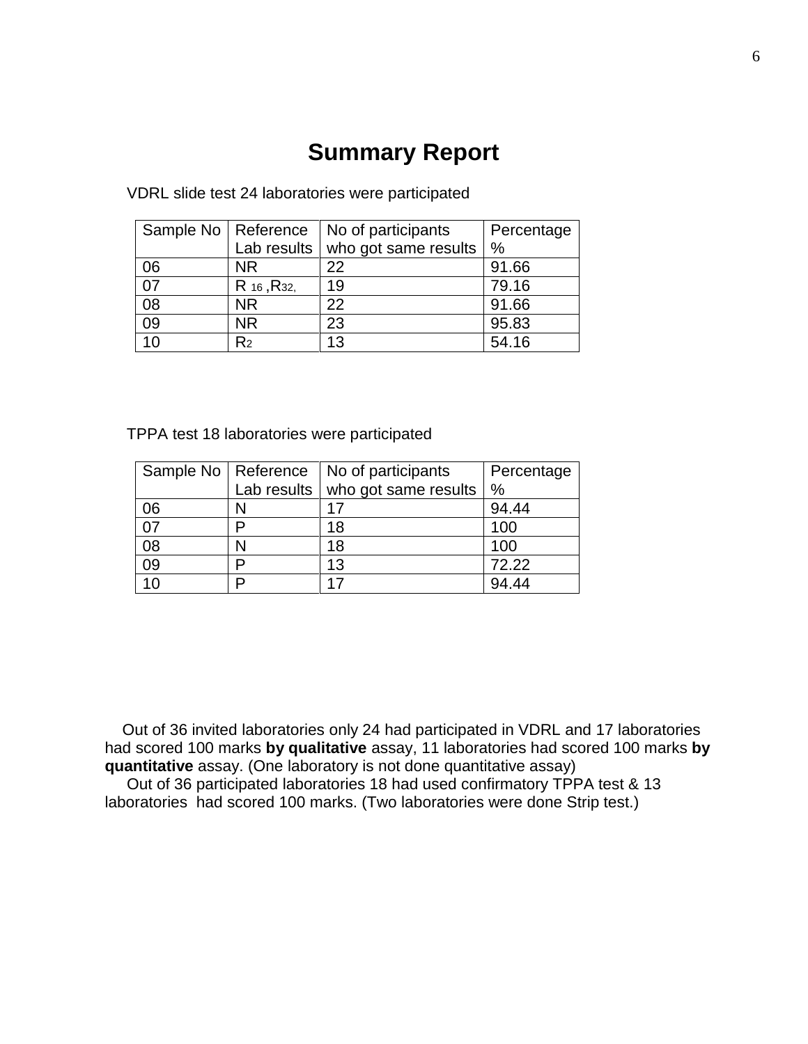# Summary Report

VDRL slide test 24 laboratories were participated

| Sample No | Reference Lab results | No of participants who got same results | Percentage % |
|---|---|---|---|
| 06 | NR | 22 | 91.66 |
| 07 | $R_{16}$ ,$R_{32,}$ | 19 | 79.16 |
| 08 | NR | 22 | 91.66 |
| 09 | NR | 23 | 95.83 |
| 10 | $R_2$ | 13 | 54.16 |

TPPA test 18 laboratories were participated

| Sample No | Reference Lab results | No of participants who got same results | Percentage % |
|---|---|---|---|
| 06 | N | 17 | 94.44 |
| 07 | P | 18 | 100 |
| 08 | N | 18 | 100 |
| 09 | P | 13 | 72.22 |
| 10 | P | 17 | 94.44 |

Out of 36 invited laboratories only 24 had participated in VDRL and 17 laboratories had scored 100 marks **by qualitative** assay, 11 laboratories had scored 100 marks **by quantitative** assay. (One laboratory is not done quantitative assay)

Out of 36 participated laboratories 18 had used confirmatory TPPA test & 13 laboratories had scored 100 marks. (Two laboratories were done Strip test.)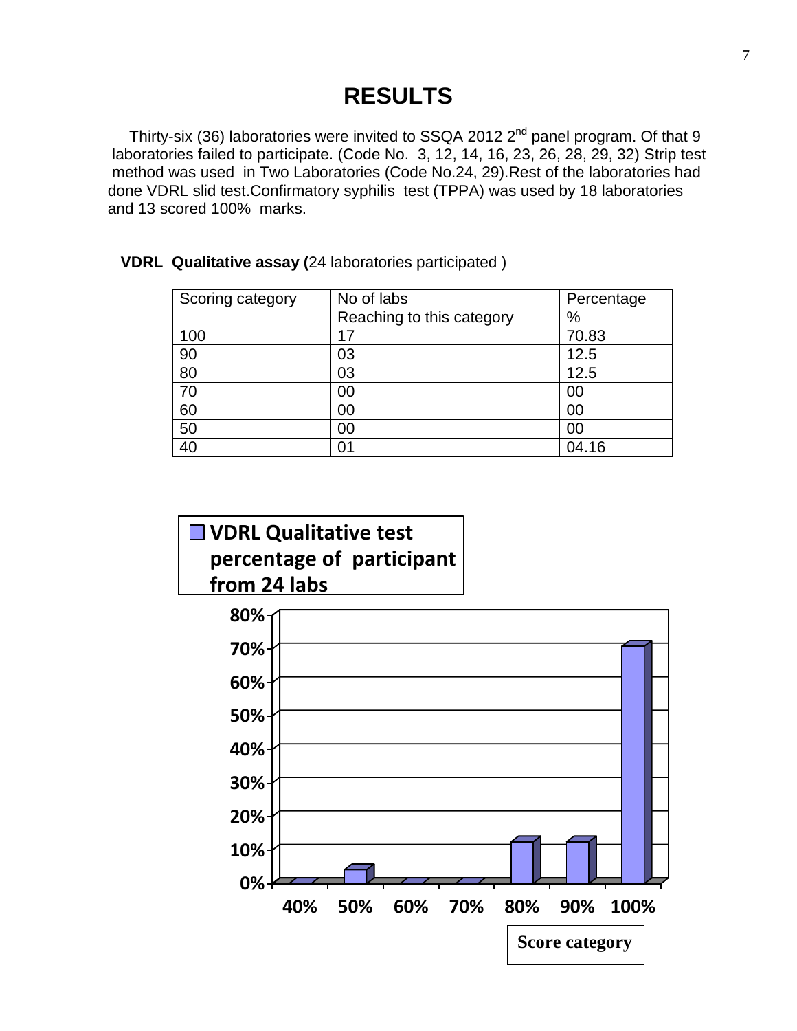# RESULTS

Thirty-six (36) laboratories were invited to SSQA 2012 2nd panel program. Of that 9 laboratories failed to participate. (Code No. 3, 12, 14, 16, 23, 26, 28, 29, 32) Strip test method was used in Two Laboratories (Code No.24, 29).Rest of the laboratories had done VDRL slid test.Confirmatory syphilis test (TPPA) was used by 18 laboratories and 13 scored 100% marks.

**VDRL Qualitative assay (**24 laboratories participated )

| Scoring category | No of labs Reaching to this category | Percentage % |
|---|---|---|
| 100 | 17 | 70.83 |
| 90 | 03 | 12.5 |
| 80 | 03 | 12.5 |
| 70 | 00 | 00 |
| 60 | 00 | 00 |
| 50 | 00 | 00 |
| 40 | 01 | 04.16 |

**VDRL Qualitative test percentage of participant from 24 labs**

| Score category | 40% | 50% | 60% | 70% | 80% | 90% | 100% |
|---|---|---|---|---|---|---|---|

**Score category**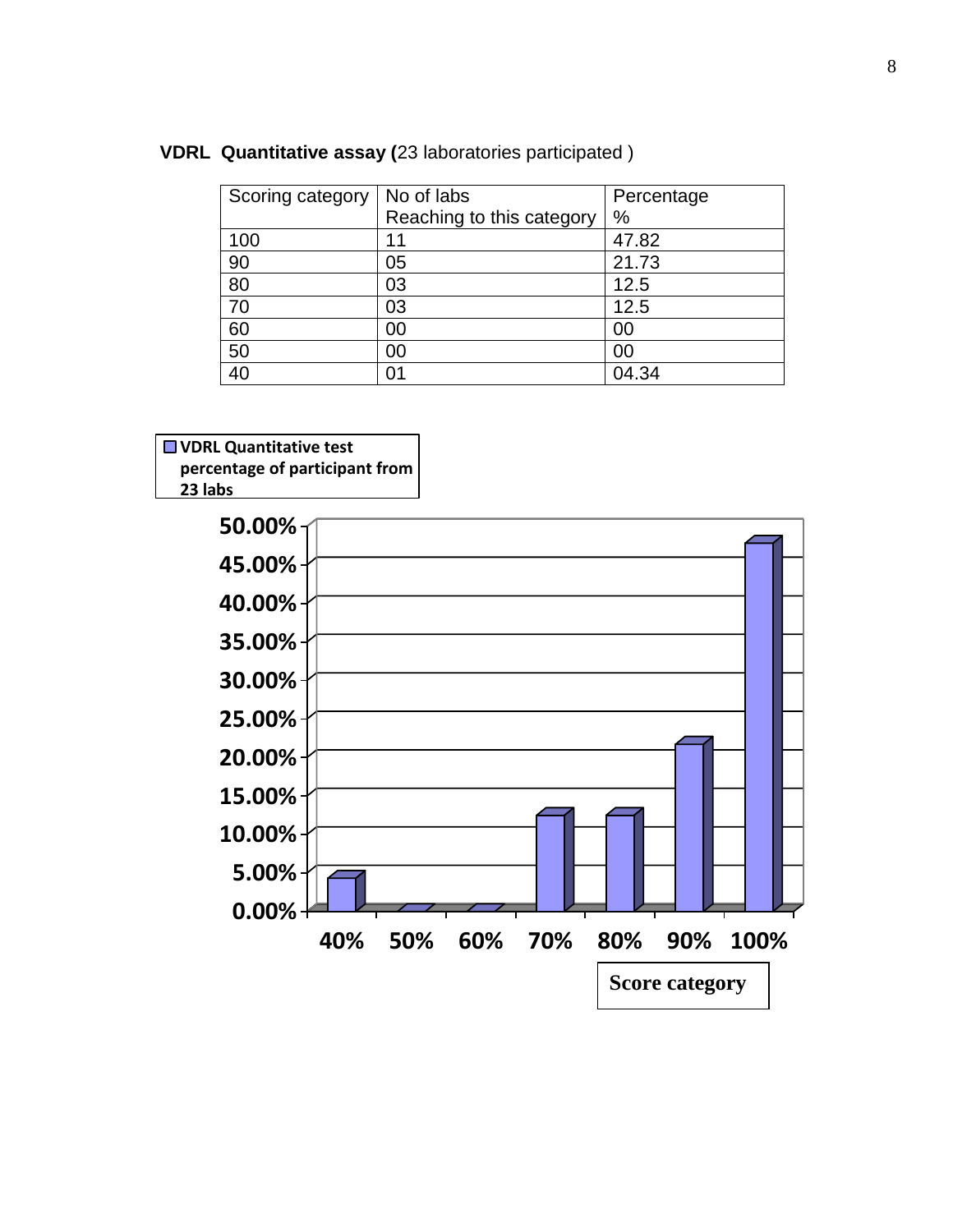**VDRL Quantitative assay (**23 laboratories participated )

| Scoring category | No of labs Reaching to this category | Percentage % |
| --- | --- | --- |
| 100 | 11 | 47.82 |
| 90 | 05 | 21.73 |
| 80 | 03 | 12.5 |
| 70 | 03 | 12.5 |
| 60 | 00 | 00 |
| 50 | 00 | 00 |
| 40 | 01 | 04.34 |

**VDRL Quantitative test percentage of participant from 23 labs**

| Score category | Percentage |
| --- | --- |
| 40% | 4.34% |
| 50% | 0.00% |
| 60% | 0.00% |
| 70% | 12.5% |
| 80% | 12.5% |
| 90% | 21.73% |
| 100% | 47.82% |

**Score category**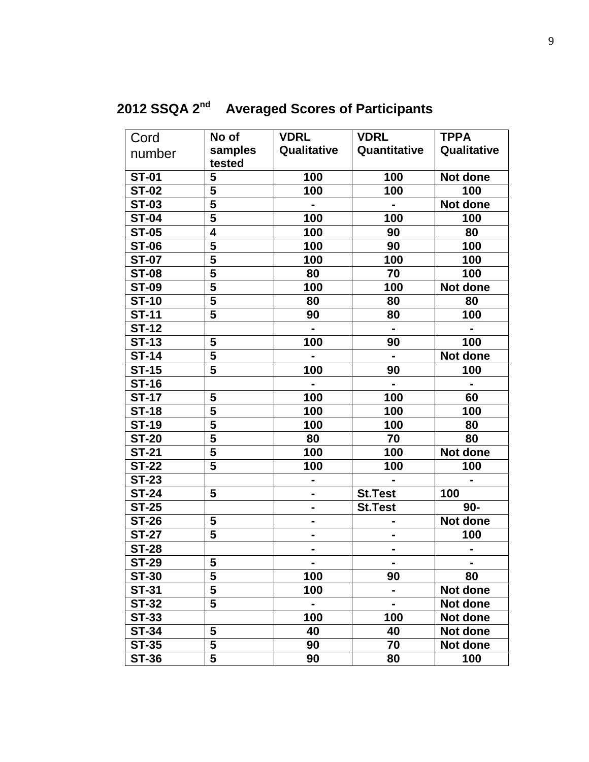## 2012 SSQA 2nd Averaged Scores of Participants

| Cord number | No of samples tested | VDRL Qualitative | VDRL Quantitative | TPPA Qualitative |
|---|---|---|---|---|
| ST-01 | 5 | 100 | 100 | Not done |
| ST-02 | 5 | 100 | 100 | 100 |
| ST-03 | 5 | - | - | Not done |
| ST-04 | 5 | 100 | 100 | 100 |
| ST-05 | 4 | 100 | 90 | 80 |
| ST-06 | 5 | 100 | 90 | 100 |
| ST-07 | 5 | 100 | 100 | 100 |
| ST-08 | 5 | 80 | 70 | 100 |
| ST-09 | 5 | 100 | 100 | Not done |
| ST-10 | 5 | 80 | 80 | 80 |
| ST-11 | 5 | 90 | 80 | 100 |
| ST-12 | | - | - | - |
| ST-13 | 5 | 100 | 90 | 100 |
| ST-14 | 5 | - | - | Not done |
| ST-15 | 5 | 100 | 90 | 100 |
| ST-16 | | - | - | - |
| ST-17 | 5 | 100 | 100 | 60 |
| ST-18 | 5 | 100 | 100 | 100 |
| ST-19 | 5 | 100 | 100 | 80 |
| ST-20 | 5 | 80 | 70 | 80 |
| ST-21 | 5 | 100 | 100 | Not done |
| ST-22 | 5 | 100 | 100 | 100 |
| ST-23 | | - | - | - |
| ST-24 | 5 | - | St.Test | 100 |
| ST-25 | | - | St.Test | 90- |
| ST-26 | 5 | - | - | Not done |
| ST-27 | 5 | - | - | 100 |
| ST-28 | | - | - | - |
| ST-29 | 5 | - | - | - |
| ST-30 | 5 | 100 | 90 | 80 |
| ST-31 | 5 | 100 | - | Not done |
| ST-32 | 5 | - | - | Not done |
| ST-33 | | 100 | 100 | Not done |
| ST-34 | 5 | 40 | 40 | Not done |
| ST-35 | 5 | 90 | 70 | Not done |
| ST-36 | 5 | 90 | 80 | 100 |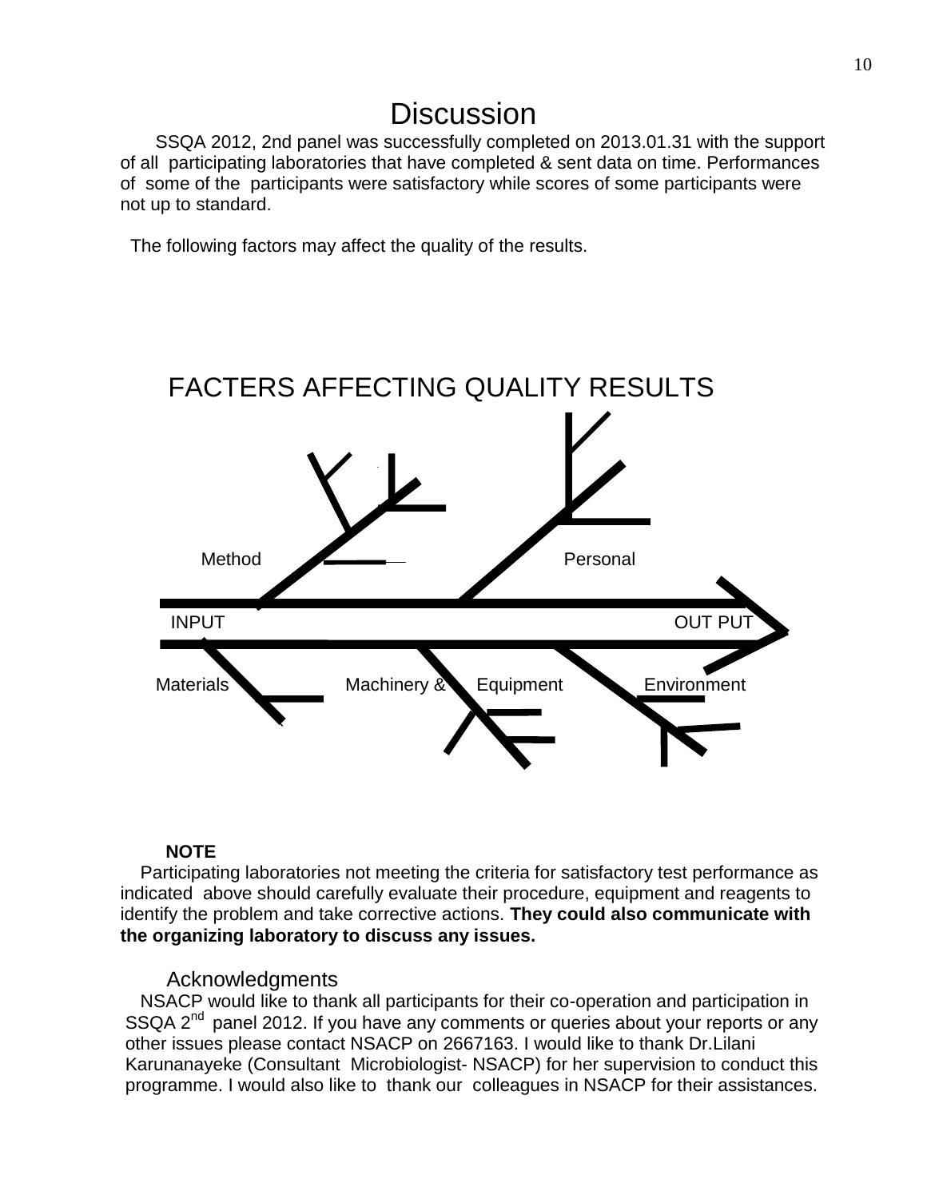# Discussion

SSQA 2012, 2nd panel was successfully completed on 2013.01.31 with the support of all participating laboratories that have completed & sent data on time. Performances of some of the participants were satisfactory while scores of some participants were not up to standard.

The following factors may affect the quality of the results.

FACTERS AFFECTING QUALITY RESULTS

Method

Personal

INPUT

OUT PUT

Materials

Machinery & Equipment

Environment

**NOTE**

Participating laboratories not meeting the criteria for satisfactory test performance as indicated above should carefully evaluate their procedure, equipment and reagents to identify the problem and take corrective actions. **They could also communicate with the organizing laboratory to discuss any issues.**

## Acknowledgments

NSACP would like to thank all participants for their co-operation and participation in SSQA 2nd panel 2012. If you have any comments or queries about your reports or any other issues please contact NSACP on 2667163. I would like to thank Dr.Lilani Karunanayeke (Consultant Microbiologist- NSACP) for her supervision to conduct this programme. I would also like to thank our colleagues in NSACP for their assistances.